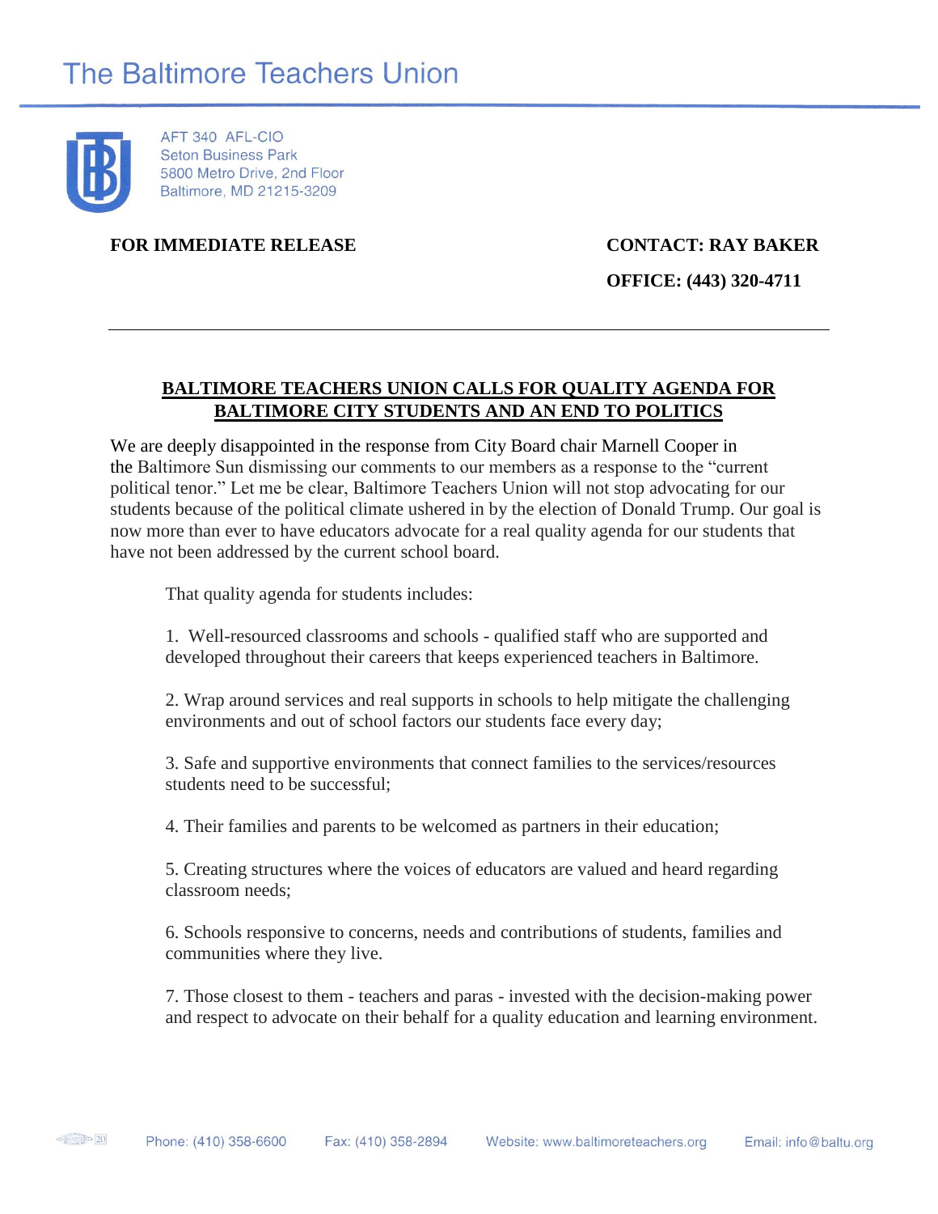# The Baltimore Teachers Union

AFT 340 AFL-CIO
Seton Business Park
5800 Metro Drive, 2nd Floor
Baltimore, MD 21215-3209

**FOR IMMEDIATE RELEASE**

**CONTACT: RAY BAKER**

**OFFICE: (443) 320-4711**

---

## BALTIMORE TEACHERS UNION CALLS FOR QUALITY AGENDA FOR BALTIMORE CITY STUDENTS AND AN END TO POLITICS

We are deeply disappointed in the response from City Board chair Marnell Cooper in the Baltimore Sun dismissing our comments to our members as a response to the "current political tenor." Let me be clear, Baltimore Teachers Union will not stop advocating for our students because of the political climate ushered in by the election of Donald Trump. Our goal is now more than ever to have educators advocate for a real quality agenda for our students that have not been addressed by the current school board.

That quality agenda for students includes:

1. Well-resourced classrooms and schools - qualified staff who are supported and developed throughout their careers that keeps experienced teachers in Baltimore.

2. Wrap around services and real supports in schools to help mitigate the challenging environments and out of school factors our students face every day;

3. Safe and supportive environments that connect families to the services/resources students need to be successful;

4. Their families and parents to be welcomed as partners in their education;

5. Creating structures where the voices of educators are valued and heard regarding classroom needs;

6. Schools responsive to concerns, needs and contributions of students, families and communities where they live.

7. Those closest to them - teachers and paras - invested with the decision-making power and respect to advocate on their behalf for a quality education and learning environment.

Phone: (410) 358-6600 Fax: (410) 358-2894 Website: www.baltimoreteachers.org Email: info@baltu.org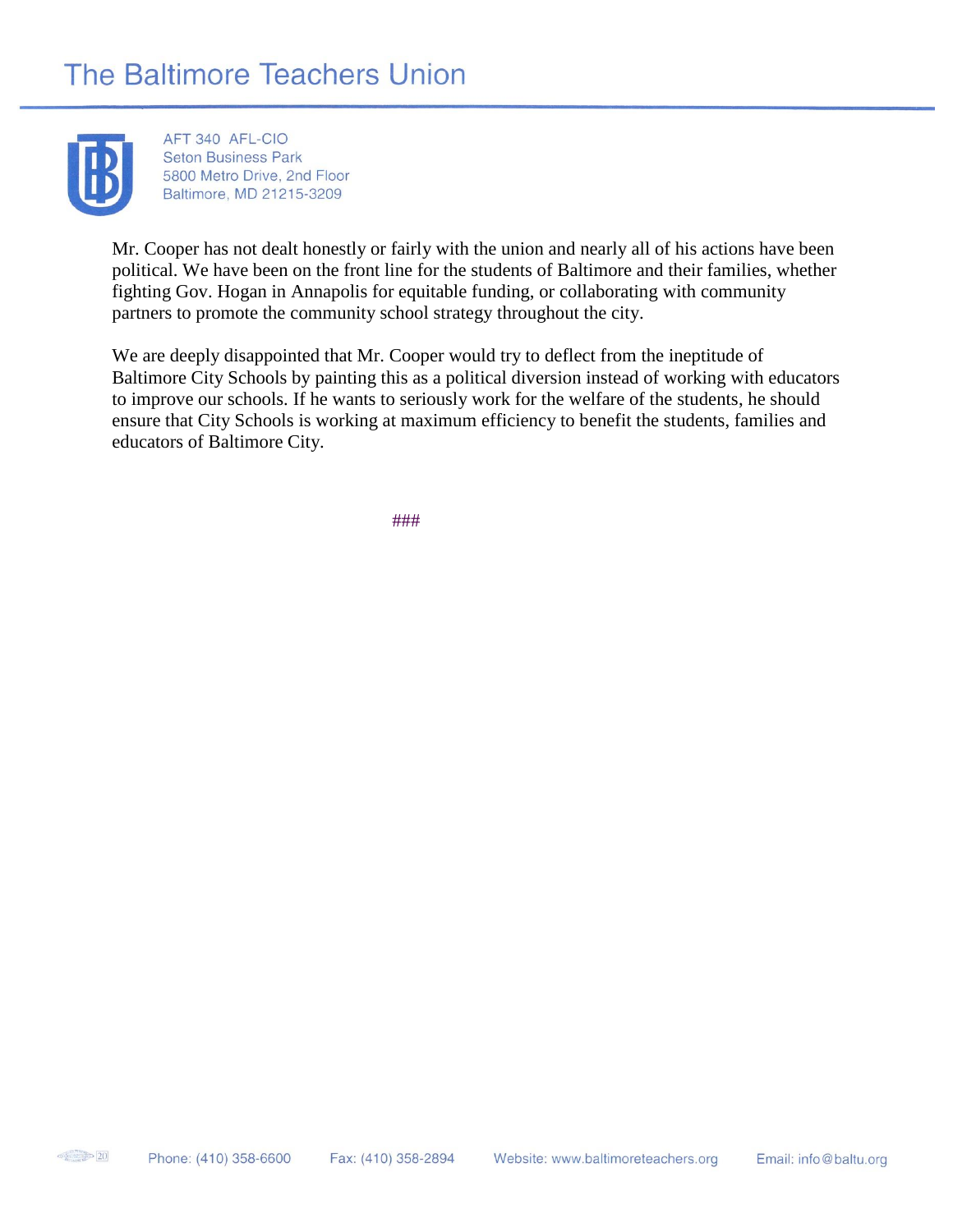Mr. Cooper has not dealt honestly or fairly with the union and nearly all of his actions have been political. We have been on the front line for the students of Baltimore and their families, whether fighting Gov. Hogan in Annapolis for equitable funding, or collaborating with community partners to promote the community school strategy throughout the city.

We are deeply disappointed that Mr. Cooper would try to deflect from the ineptitude of Baltimore City Schools by painting this as a political diversion instead of working with educators to improve our schools. If he wants to seriously work for the welfare of the students, he should ensure that City Schools is working at maximum efficiency to benefit the students, families and educators of Baltimore City.

###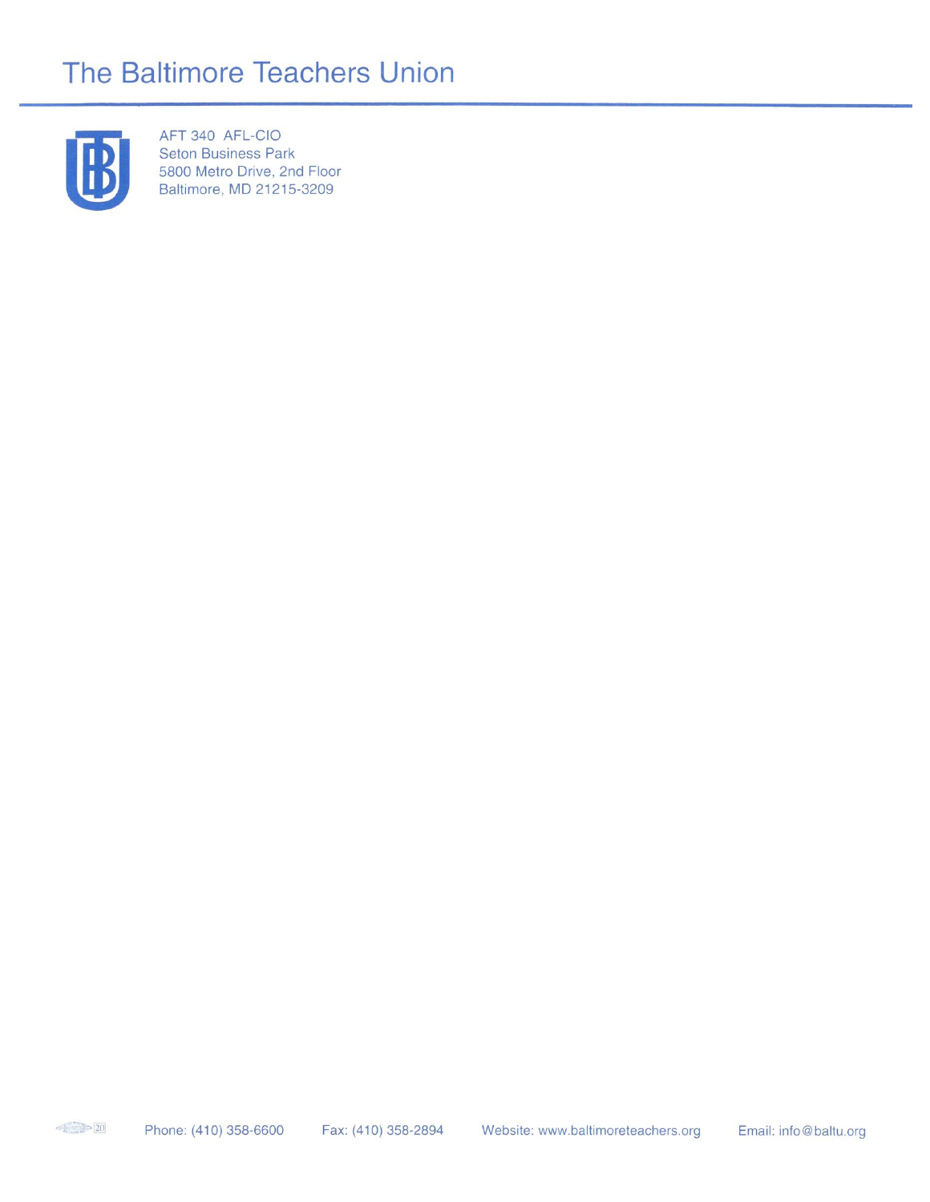# The Baltimore Teachers Union

AFT 340 AFL-CIO
Seton Business Park
5800 Metro Drive, 2nd Floor
Baltimore, MD 21215-3209

Phone: (410) 358-6600 Fax: (410) 358-2894 Website: www.baltimoreteachers.org Email: info@baltu.org